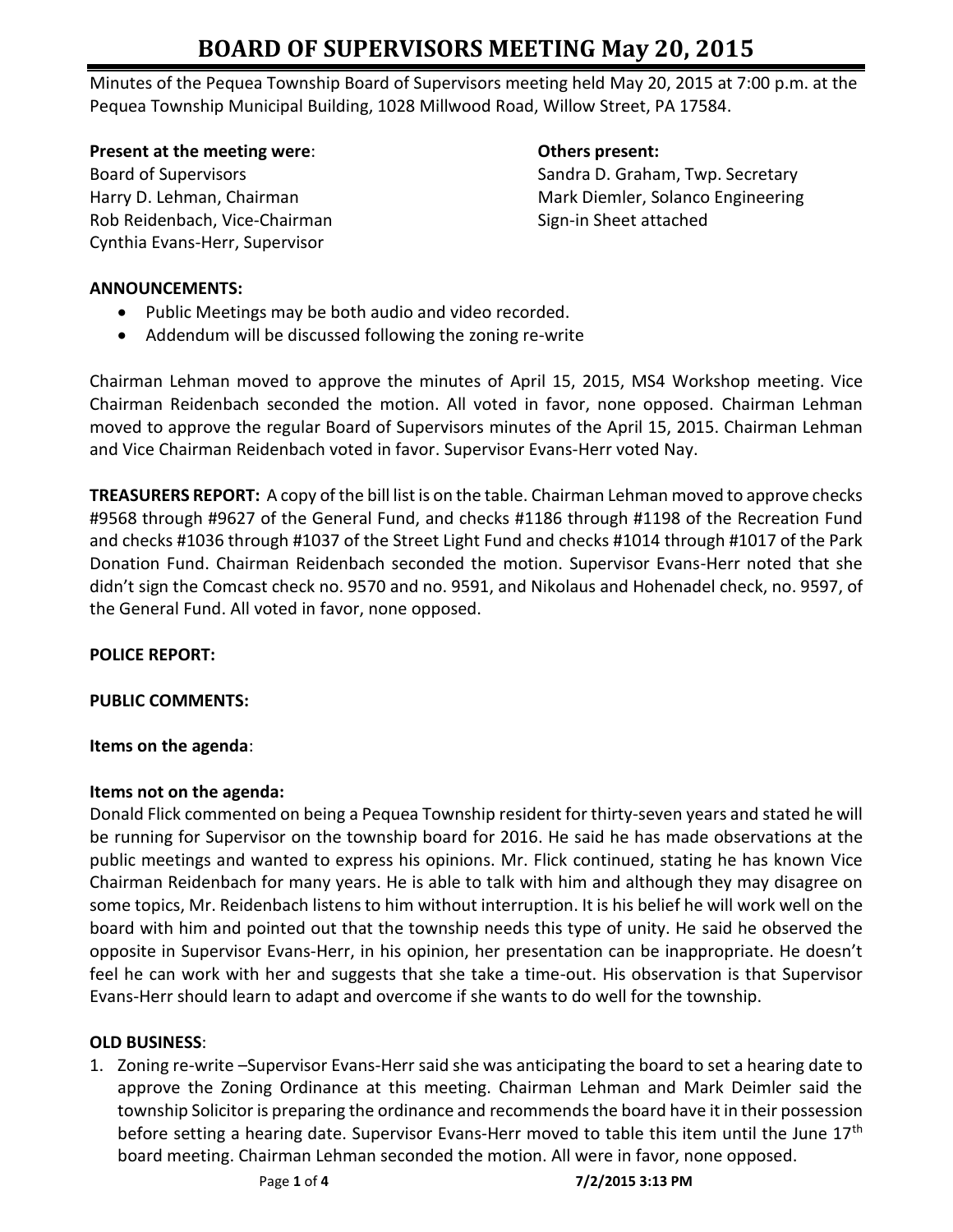# BOARD OF SUPERVISORS MEETING May 20, 2015

Minutes of the Pequea Township Board of Supervisors meeting held May 20, 2015 at 7:00 p.m. at the Pequea Township Municipal Building, 1028 Millwood Road, Willow Street, PA 17584.

**Present at the meeting were**:
Board of Supervisors
Harry D. Lehman, Chairman
Rob Reidenbach, Vice-Chairman
Cynthia Evans-Herr, Supervisor

**Others present:**
Sandra D. Graham, Twp. Secretary
Mark Diemler, Solanco Engineering
Sign-in Sheet attached

**ANNOUNCEMENTS:**

- Public Meetings may be both audio and video recorded.
- Addendum will be discussed following the zoning re-write

Chairman Lehman moved to approve the minutes of April 15, 2015, MS4 Workshop meeting. Vice Chairman Reidenbach seconded the motion. All voted in favor, none opposed. Chairman Lehman moved to approve the regular Board of Supervisors minutes of the April 15, 2015. Chairman Lehman and Vice Chairman Reidenbach voted in favor. Supervisor Evans-Herr voted Nay.

**TREASURERS REPORT:** A copy of the bill list is on the table. Chairman Lehman moved to approve checks #9568 through #9627 of the General Fund, and checks #1186 through #1198 of the Recreation Fund and checks #1036 through #1037 of the Street Light Fund and checks #1014 through #1017 of the Park Donation Fund. Chairman Reidenbach seconded the motion. Supervisor Evans-Herr noted that she didn't sign the Comcast check no. 9570 and no. 9591, and Nikolaus and Hohenadel check, no. 9597, of the General Fund. All voted in favor, none opposed.

**POLICE REPORT:**

**PUBLIC COMMENTS:**

**Items on the agenda**:

**Items not on the agenda:**

Donald Flick commented on being a Pequea Township resident for thirty-seven years and stated he will be running for Supervisor on the township board for 2016. He said he has made observations at the public meetings and wanted to express his opinions. Mr. Flick continued, stating he has known Vice Chairman Reidenbach for many years. He is able to talk with him and although they may disagree on some topics, Mr. Reidenbach listens to him without interruption. It is his belief he will work well on the board with him and pointed out that the township needs this type of unity. He said he observed the opposite in Supervisor Evans-Herr, in his opinion, her presentation can be inappropriate. He doesn't feel he can work with her and suggests that she take a time-out. His observation is that Supervisor Evans-Herr should learn to adapt and overcome if she wants to do well for the township.

**OLD BUSINESS**:

1. Zoning re-write –Supervisor Evans-Herr said she was anticipating the board to set a hearing date to approve the Zoning Ordinance at this meeting. Chairman Lehman and Mark Deimler said the township Solicitor is preparing the ordinance and recommends the board have it in their possession before setting a hearing date. Supervisor Evans-Herr moved to table this item until the June 17th board meeting. Chairman Lehman seconded the motion. All were in favor, none opposed.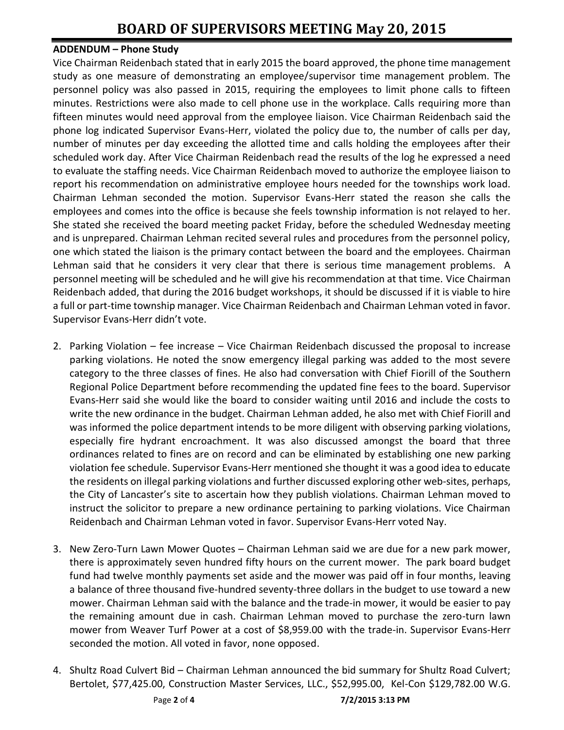# BOARD OF SUPERVISORS MEETING May 20, 2015

**ADDENDUM – Phone Study**

Vice Chairman Reidenbach stated that in early 2015 the board approved, the phone time management study as one measure of demonstrating an employee/supervisor time management problem. The personnel policy was also passed in 2015, requiring the employees to limit phone calls to fifteen minutes. Restrictions were also made to cell phone use in the workplace. Calls requiring more than fifteen minutes would need approval from the employee liaison. Vice Chairman Reidenbach said the phone log indicated Supervisor Evans-Herr, violated the policy due to, the number of calls per day, number of minutes per day exceeding the allotted time and calls holding the employees after their scheduled work day. After Vice Chairman Reidenbach read the results of the log he expressed a need to evaluate the staffing needs. Vice Chairman Reidenbach moved to authorize the employee liaison to report his recommendation on administrative employee hours needed for the townships work load. Chairman Lehman seconded the motion. Supervisor Evans-Herr stated the reason she calls the employees and comes into the office is because she feels township information is not relayed to her. She stated she received the board meeting packet Friday, before the scheduled Wednesday meeting and is unprepared. Chairman Lehman recited several rules and procedures from the personnel policy, one which stated the liaison is the primary contact between the board and the employees. Chairman Lehman said that he considers it very clear that there is serious time management problems. A personnel meeting will be scheduled and he will give his recommendation at that time. Vice Chairman Reidenbach added, that during the 2016 budget workshops, it should be discussed if it is viable to hire a full or part-time township manager. Vice Chairman Reidenbach and Chairman Lehman voted in favor. Supervisor Evans-Herr didn't vote.

2. Parking Violation – fee increase – Vice Chairman Reidenbach discussed the proposal to increase parking violations. He noted the snow emergency illegal parking was added to the most severe category to the three classes of fines. He also had conversation with Chief Fiorill of the Southern Regional Police Department before recommending the updated fine fees to the board. Supervisor Evans-Herr said she would like the board to consider waiting until 2016 and include the costs to write the new ordinance in the budget. Chairman Lehman added, he also met with Chief Fiorill and was informed the police department intends to be more diligent with observing parking violations, especially fire hydrant encroachment. It was also discussed amongst the board that three ordinances related to fines are on record and can be eliminated by establishing one new parking violation fee schedule. Supervisor Evans-Herr mentioned she thought it was a good idea to educate the residents on illegal parking violations and further discussed exploring other web-sites, perhaps, the City of Lancaster's site to ascertain how they publish violations. Chairman Lehman moved to instruct the solicitor to prepare a new ordinance pertaining to parking violations. Vice Chairman Reidenbach and Chairman Lehman voted in favor. Supervisor Evans-Herr voted Nay.

3. New Zero-Turn Lawn Mower Quotes – Chairman Lehman said we are due for a new park mower, there is approximately seven hundred fifty hours on the current mower. The park board budget fund had twelve monthly payments set aside and the mower was paid off in four months, leaving a balance of three thousand five-hundred seventy-three dollars in the budget to use toward a new mower. Chairman Lehman said with the balance and the trade-in mower, it would be easier to pay the remaining amount due in cash. Chairman Lehman moved to purchase the zero-turn lawn mower from Weaver Turf Power at a cost of $8,959.00 with the trade-in. Supervisor Evans-Herr seconded the motion. All voted in favor, none opposed.

4. Shultz Road Culvert Bid – Chairman Lehman announced the bid summary for Shultz Road Culvert; Bertolet, $77,425.00, Construction Master Services, LLC., $52,995.00, Kel-Con $129,782.00 W.G.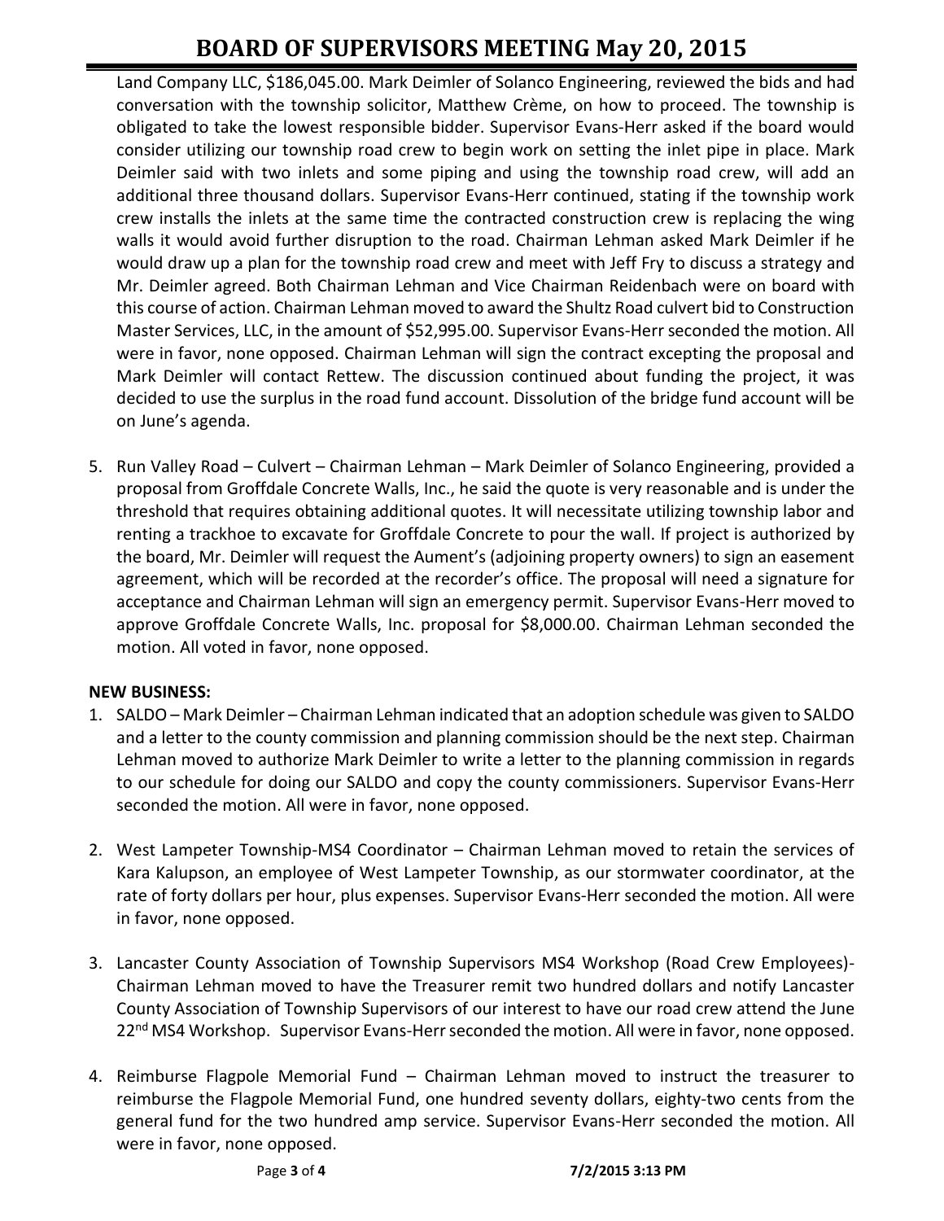Land Company LLC, $186,045.00. Mark Deimler of Solanco Engineering, reviewed the bids and had conversation with the township solicitor, Matthew Crème, on how to proceed. The township is obligated to take the lowest responsible bidder. Supervisor Evans-Herr asked if the board would consider utilizing our township road crew to begin work on setting the inlet pipe in place. Mark Deimler said with two inlets and some piping and using the township road crew, will add an additional three thousand dollars. Supervisor Evans-Herr continued, stating if the township work crew installs the inlets at the same time the contracted construction crew is replacing the wing walls it would avoid further disruption to the road. Chairman Lehman asked Mark Deimler if he would draw up a plan for the township road crew and meet with Jeff Fry to discuss a strategy and Mr. Deimler agreed. Both Chairman Lehman and Vice Chairman Reidenbach were on board with this course of action. Chairman Lehman moved to award the Shultz Road culvert bid to Construction Master Services, LLC, in the amount of $52,995.00. Supervisor Evans-Herr seconded the motion. All were in favor, none opposed. Chairman Lehman will sign the contract excepting the proposal and Mark Deimler will contact Rettew. The discussion continued about funding the project, it was decided to use the surplus in the road fund account. Dissolution of the bridge fund account will be on June's agenda.

5. Run Valley Road – Culvert – Chairman Lehman – Mark Deimler of Solanco Engineering, provided a proposal from Groffdale Concrete Walls, Inc., he said the quote is very reasonable and is under the threshold that requires obtaining additional quotes. It will necessitate utilizing township labor and renting a trackhoe to excavate for Groffdale Concrete to pour the wall. If project is authorized by the board, Mr. Deimler will request the Aument's (adjoining property owners) to sign an easement agreement, which will be recorded at the recorder's office. The proposal will need a signature for acceptance and Chairman Lehman will sign an emergency permit. Supervisor Evans-Herr moved to approve Groffdale Concrete Walls, Inc. proposal for $8,000.00. Chairman Lehman seconded the motion. All voted in favor, none opposed.

**NEW BUSINESS:**

1. SALDO – Mark Deimler – Chairman Lehman indicated that an adoption schedule was given to SALDO and a letter to the county commission and planning commission should be the next step. Chairman Lehman moved to authorize Mark Deimler to write a letter to the planning commission in regards to our schedule for doing our SALDO and copy the county commissioners. Supervisor Evans-Herr seconded the motion. All were in favor, none opposed.

2. West Lampeter Township-MS4 Coordinator – Chairman Lehman moved to retain the services of Kara Kalupson, an employee of West Lampeter Township, as our stormwater coordinator, at the rate of forty dollars per hour, plus expenses. Supervisor Evans-Herr seconded the motion. All were in favor, none opposed.

3. Lancaster County Association of Township Supervisors MS4 Workshop (Road Crew Employees)- Chairman Lehman moved to have the Treasurer remit two hundred dollars and notify Lancaster County Association of Township Supervisors of our interest to have our road crew attend the June 22nd MS4 Workshop. Supervisor Evans-Herr seconded the motion. All were in favor, none opposed.

4. Reimburse Flagpole Memorial Fund – Chairman Lehman moved to instruct the treasurer to reimburse the Flagpole Memorial Fund, one hundred seventy dollars, eighty-two cents from the general fund for the two hundred amp service. Supervisor Evans-Herr seconded the motion. All were in favor, none opposed.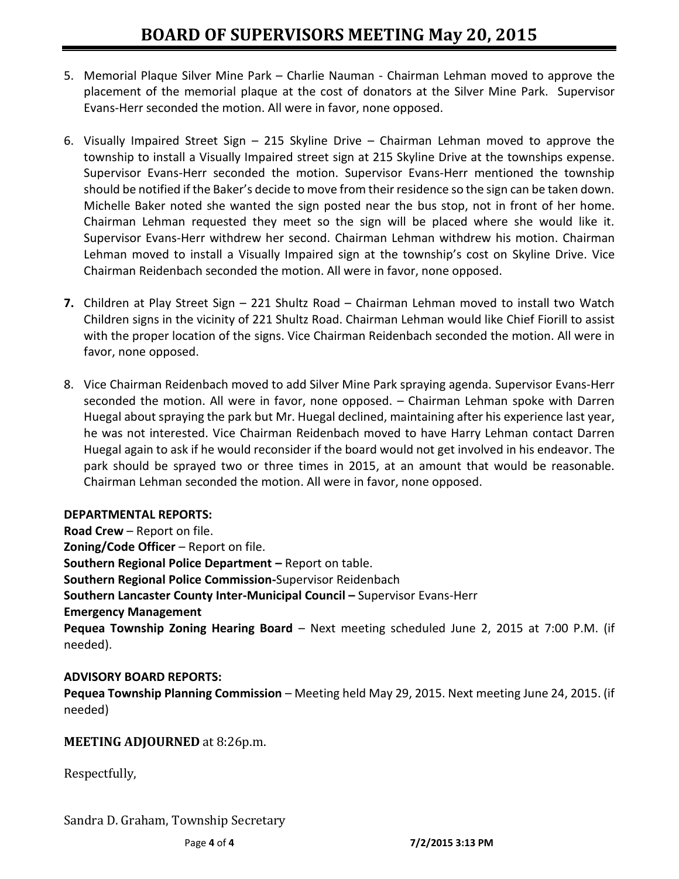5. Memorial Plaque Silver Mine Park – Charlie Nauman - Chairman Lehman moved to approve the placement of the memorial plaque at the cost of donators at the Silver Mine Park. Supervisor Evans-Herr seconded the motion. All were in favor, none opposed.

6. Visually Impaired Street Sign – 215 Skyline Drive – Chairman Lehman moved to approve the township to install a Visually Impaired street sign at 215 Skyline Drive at the townships expense. Supervisor Evans-Herr seconded the motion. Supervisor Evans-Herr mentioned the township should be notified if the Baker's decide to move from their residence so the sign can be taken down. Michelle Baker noted she wanted the sign posted near the bus stop, not in front of her home. Chairman Lehman requested they meet so the sign will be placed where she would like it. Supervisor Evans-Herr withdrew her second. Chairman Lehman withdrew his motion. Chairman Lehman moved to install a Visually Impaired sign at the township's cost on Skyline Drive. Vice Chairman Reidenbach seconded the motion. All were in favor, none opposed.

7. Children at Play Street Sign – 221 Shultz Road – Chairman Lehman moved to install two Watch Children signs in the vicinity of 221 Shultz Road. Chairman Lehman would like Chief Fiorill to assist with the proper location of the signs. Vice Chairman Reidenbach seconded the motion. All were in favor, none opposed.

8. Vice Chairman Reidenbach moved to add Silver Mine Park spraying agenda. Supervisor Evans-Herr seconded the motion. All were in favor, none opposed. – Chairman Lehman spoke with Darren Huegal about spraying the park but Mr. Huegal declined, maintaining after his experience last year, he was not interested. Vice Chairman Reidenbach moved to have Harry Lehman contact Darren Huegal again to ask if he would reconsider if the board would not get involved in his endeavor. The park should be sprayed two or three times in 2015, at an amount that would be reasonable. Chairman Lehman seconded the motion. All were in favor, none opposed.

**DEPARTMENTAL REPORTS:**

**Road Crew** – Report on file.
**Zoning/Code Officer** – Report on file.
**Southern Regional Police Department –** Report on table.
**Southern Regional Police Commission-**Supervisor Reidenbach
**Southern Lancaster County Inter-Municipal Council –** Supervisor Evans-Herr
**Emergency Management**
**Pequea Township Zoning Hearing Board** – Next meeting scheduled June 2, 2015 at 7:00 P.M. (if needed).

**ADVISORY BOARD REPORTS:**

**Pequea Township Planning Commission** – Meeting held May 29, 2015. Next meeting June 24, 2015. (if needed)

**MEETING ADJOURNED** at 8:26p.m.

Respectfully,

Sandra D. Graham, Township Secretary